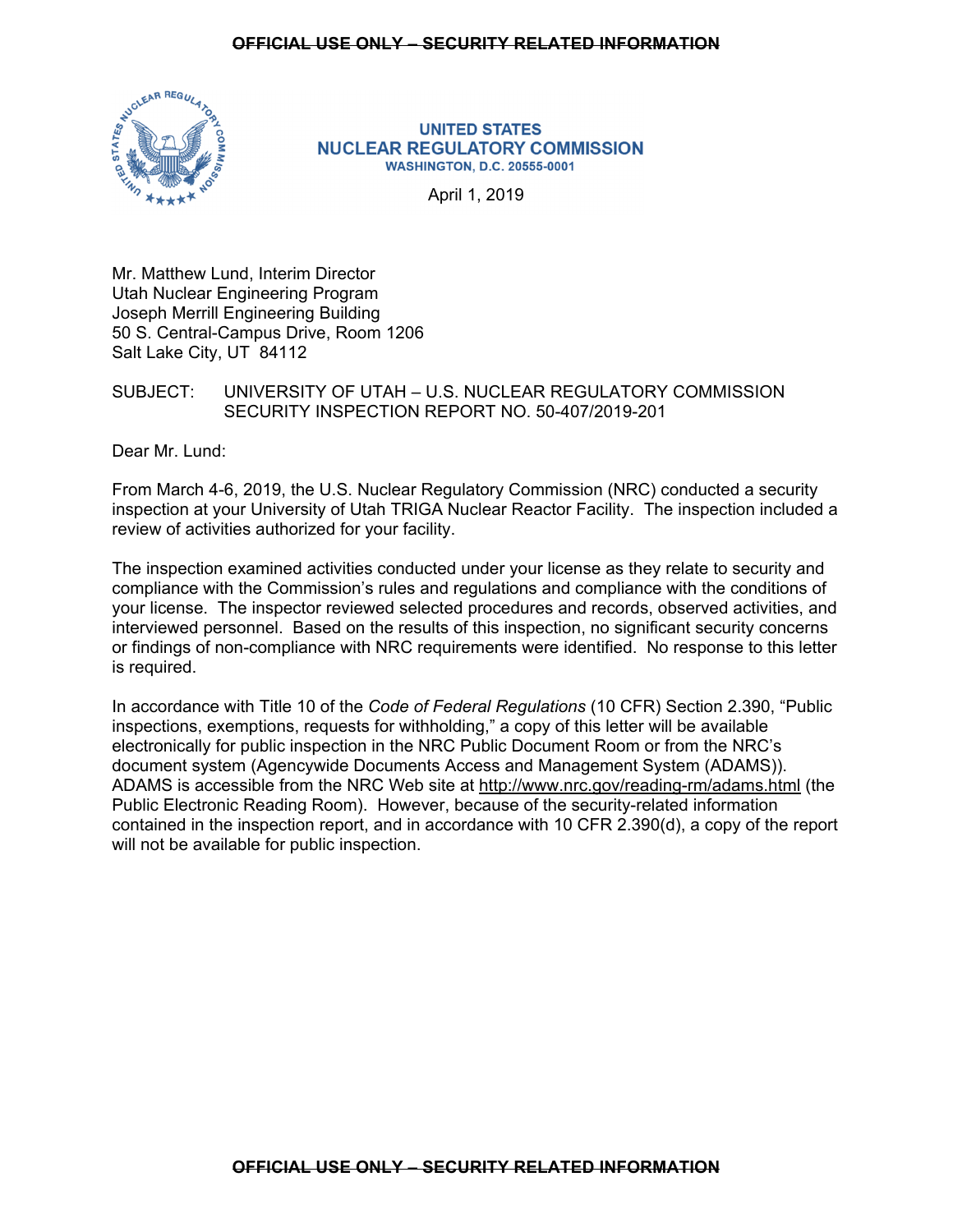**UNITED STATES**
**NUCLEAR REGULATORY COMMISSION**
**WASHINGTON, D.C. 20555-0001**

April 1, 2019

Mr. Matthew Lund, Interim Director
Utah Nuclear Engineering Program
Joseph Merrill Engineering Building
50 S. Central-Campus Drive, Room 1206
Salt Lake City, UT 84112

SUBJECT: UNIVERSITY OF UTAH – U.S. NUCLEAR REGULATORY COMMISSION SECURITY INSPECTION REPORT NO. 50-407/2019-201

Dear Mr. Lund:

From March 4-6, 2019, the U.S. Nuclear Regulatory Commission (NRC) conducted a security inspection at your University of Utah TRIGA Nuclear Reactor Facility. The inspection included a review of activities authorized for your facility.

The inspection examined activities conducted under your license as they relate to security and compliance with the Commission's rules and regulations and compliance with the conditions of your license. The inspector reviewed selected procedures and records, observed activities, and interviewed personnel. Based on the results of this inspection, no significant security concerns or findings of non-compliance with NRC requirements were identified. No response to this letter is required.

In accordance with Title 10 of the *Code of Federal Regulations* (10 CFR) Section 2.390, "Public inspections, exemptions, requests for withholding," a copy of this letter will be available electronically for public inspection in the NRC Public Document Room or from the NRC's document system (Agencywide Documents Access and Management System (ADAMS)). ADAMS is accessible from the NRC Web site at http://www.nrc.gov/reading-rm/adams.html (the Public Electronic Reading Room). However, because of the security-related information contained in the inspection report, and in accordance with 10 CFR 2.390(d), a copy of the report will not be available for public inspection.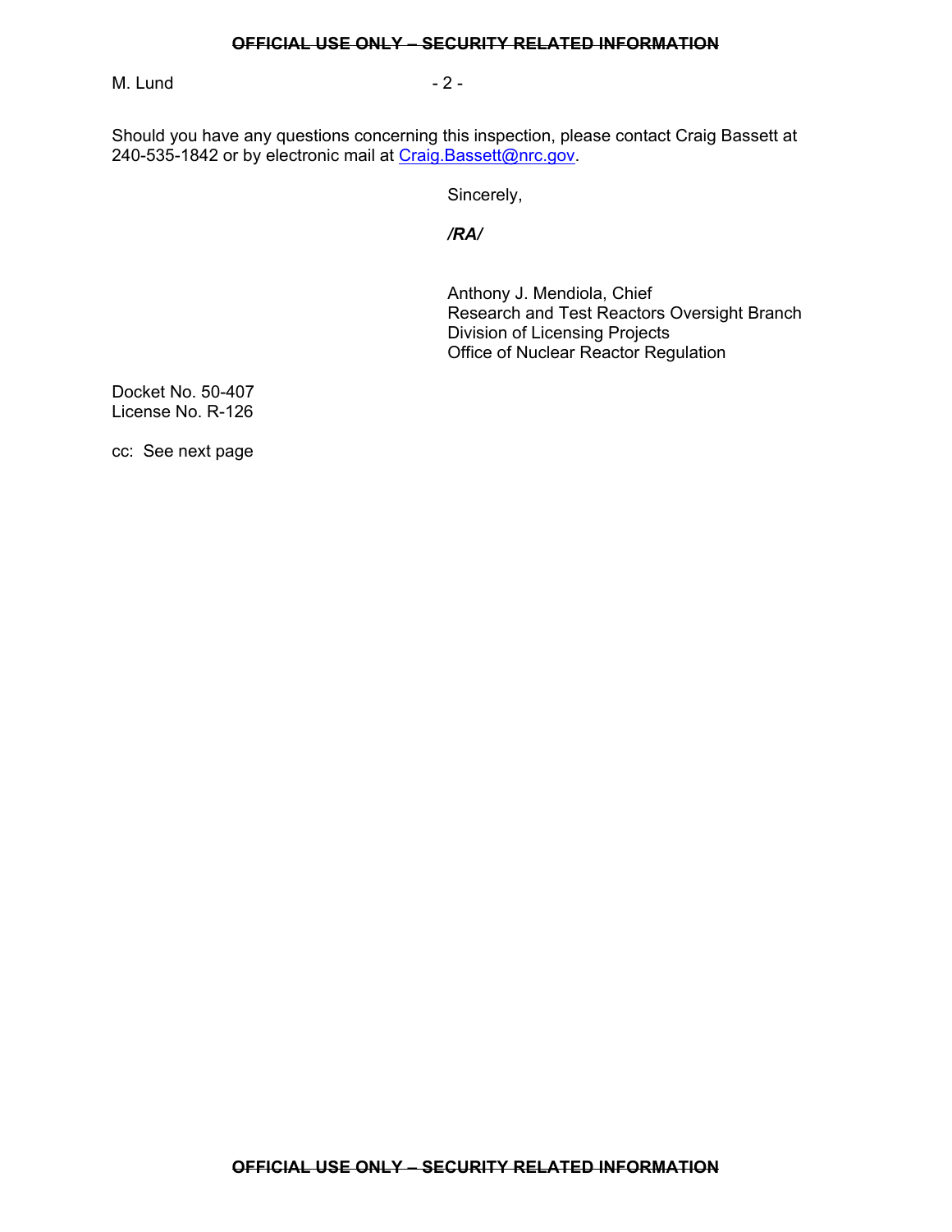Should you have any questions concerning this inspection, please contact Craig Bassett at 240-535-1842 or by electronic mail at Craig.Bassett@nrc.gov.

Sincerely,

***/RA/***

Anthony J. Mendiola, Chief
Research and Test Reactors Oversight Branch
Division of Licensing Projects
Office of Nuclear Reactor Regulation

Docket No. 50-407
License No. R-126

cc: See next page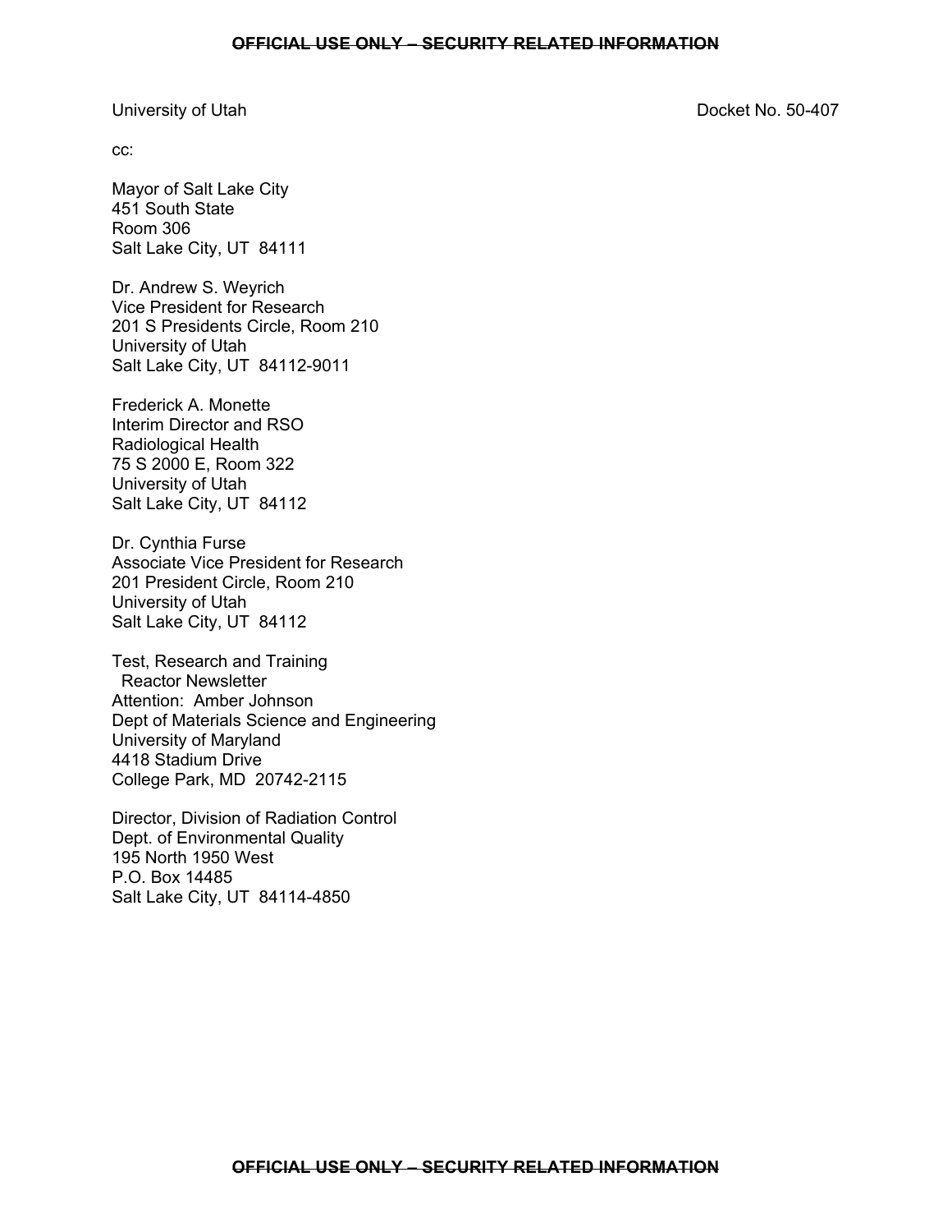University of Utah Docket No. 50-407

cc:

Mayor of Salt Lake City
451 South State
Room 306
Salt Lake City, UT 84111

Dr. Andrew S. Weyrich
Vice President for Research
201 S Presidents Circle, Room 210
University of Utah
Salt Lake City, UT 84112-9011

Frederick A. Monette
Interim Director and RSO
Radiological Health
75 S 2000 E, Room 322
University of Utah
Salt Lake City, UT 84112

Dr. Cynthia Furse
Associate Vice President for Research
201 President Circle, Room 210
University of Utah
Salt Lake City, UT 84112

Test, Research and Training
Reactor Newsletter
Attention: Amber Johnson
Dept of Materials Science and Engineering
University of Maryland
4418 Stadium Drive
College Park, MD 20742-2115

Director, Division of Radiation Control
Dept. of Environmental Quality
195 North 1950 West
P.O. Box 14485
Salt Lake City, UT 84114-4850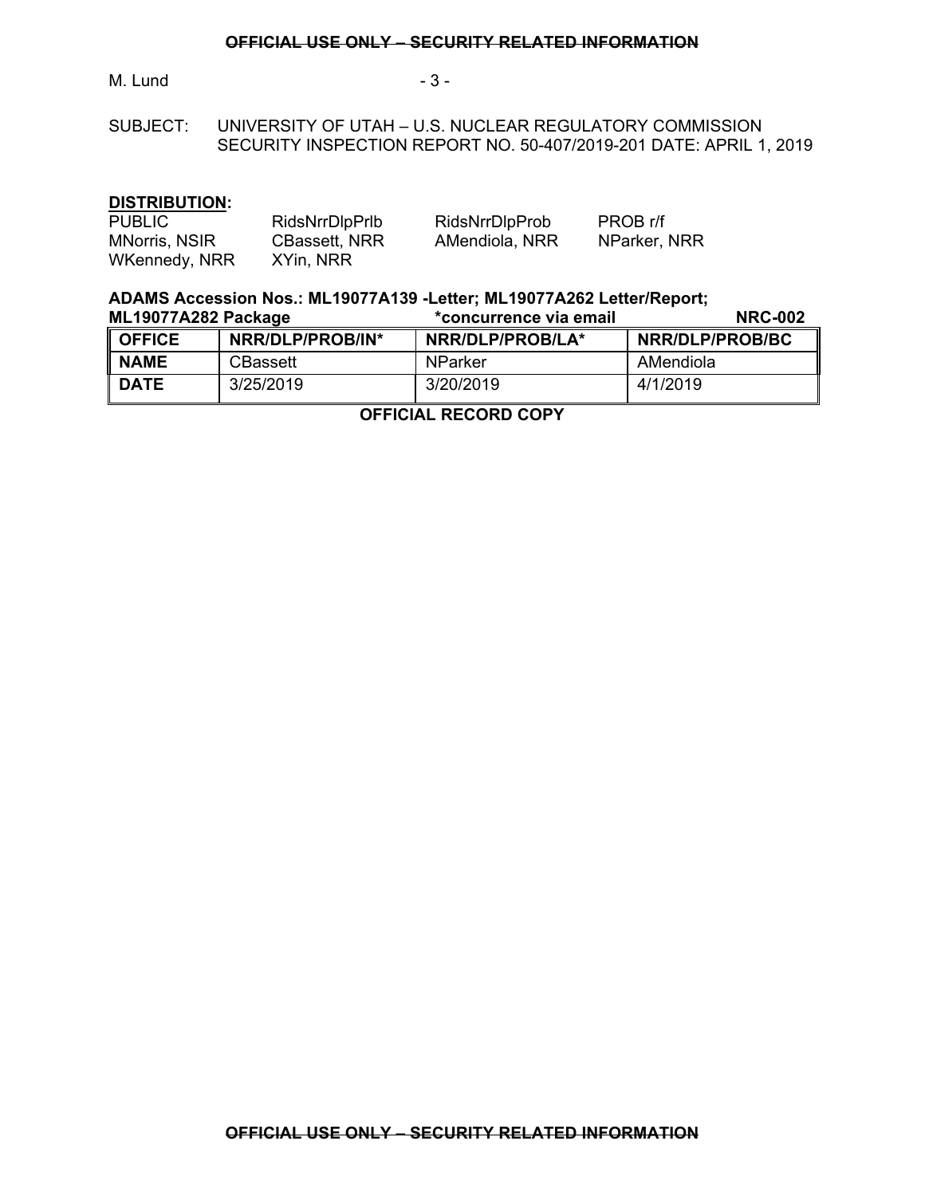SUBJECT: UNIVERSITY OF UTAH – U.S. NUCLEAR REGULATORY COMMISSION SECURITY INSPECTION REPORT NO. 50-407/2019-201 DATE: APRIL 1, 2019

**DISTRIBUTION:**

| | | | |
|---|---|---|---|
| PUBLIC | RidsNrrDlpPrlb | RidsNrrDlpProb | PROB r/f |
| MNorris, NSIR | CBassett, NRR | AMendiola, NRR | NParker, NRR |
| WKennedy, NRR | XYin, NRR | | |

**ADAMS Accession Nos.: ML19077A139 -Letter; ML19077A262 Letter/Report; ML19077A282 Package** **\*concurrence via email** **NRC-002**

| OFFICE | NRR/DLP/PROB/IN* | NRR/DLP/PROB/LA* | NRR/DLP/PROB/BC |
|---|---|---|---|
| NAME | CBassett | NParker | AMendiola |
| DATE | 3/25/2019 | 3/20/2019 | 4/1/2019 |

**OFFICIAL RECORD COPY**